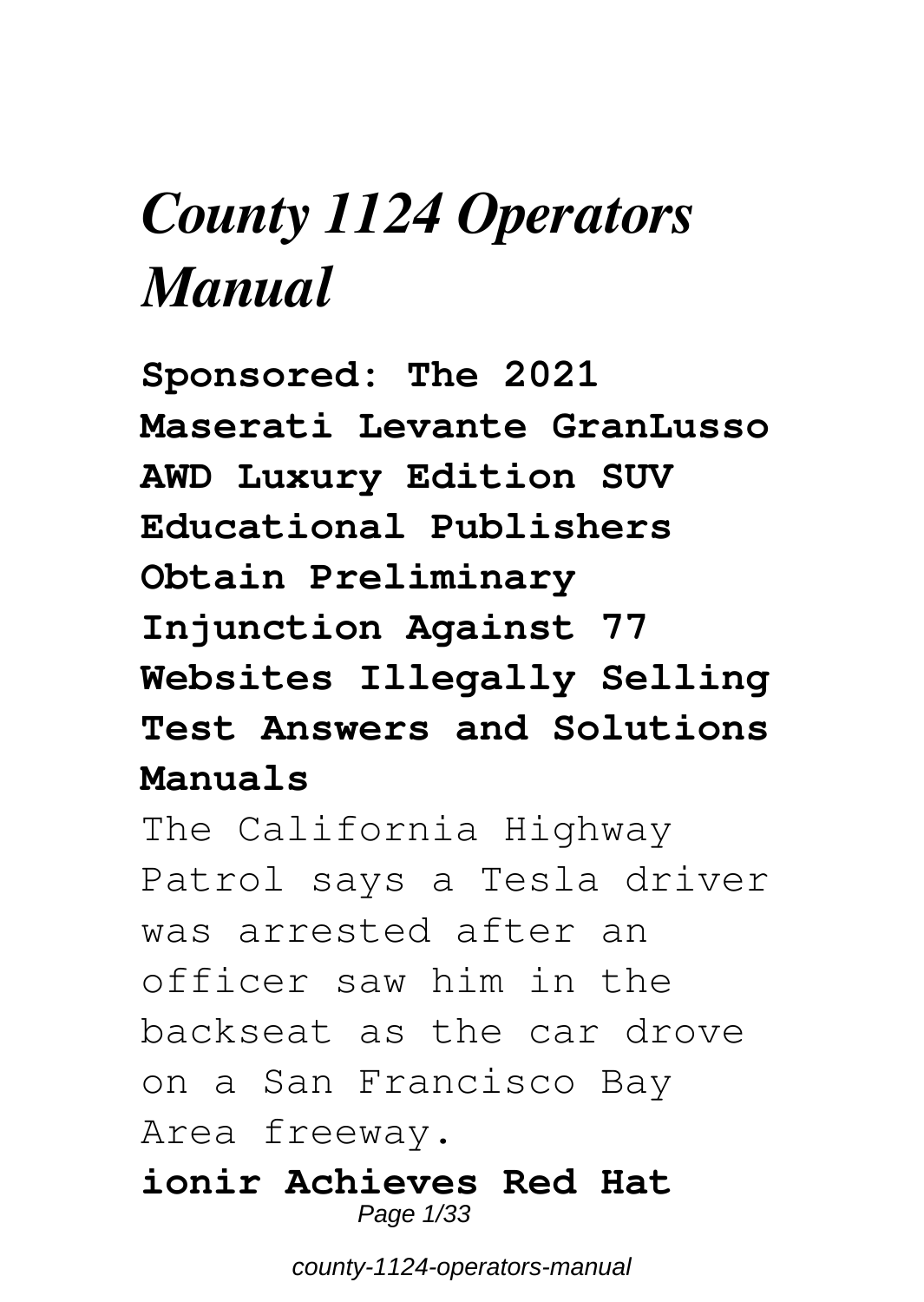# *County 1124 Operators Manual*

**Sponsored: The 2021 Maserati Levante GranLusso AWD Luxury Edition SUV**
**Educational Publishers Obtain Preliminary Injunction Against 77 Websites Illegally Selling Test Answers and Solutions Manuals**

The California Highway Patrol says a Tesla driver was arrested after an officer saw him in the backseat as the car drove on a San Francisco Bay Area freeway.

**ionir Achieves Red Hat**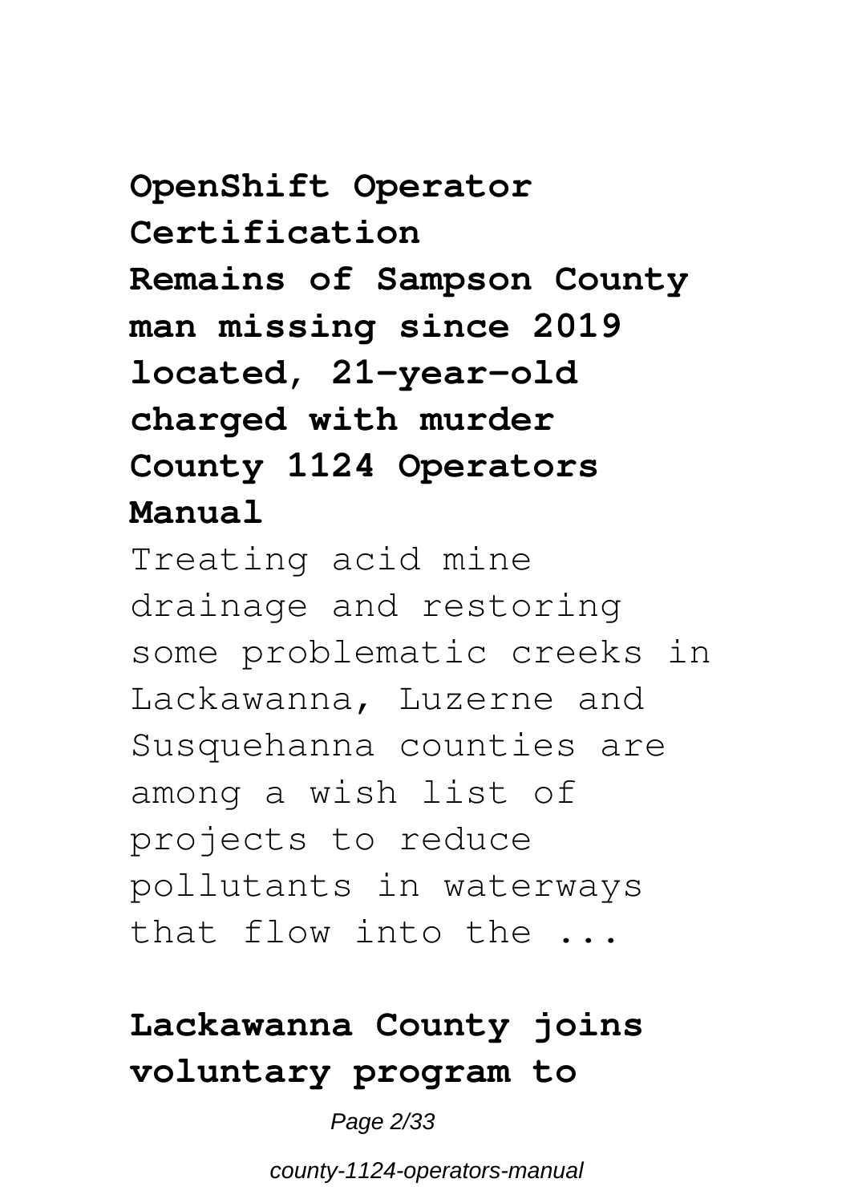**OpenShift Operator Certification**

**Remains of Sampson County man missing since 2019 located, 21-year-old charged with murder**

**County 1124 Operators Manual**

Treating acid mine drainage and restoring some problematic creeks in Lackawanna, Luzerne and Susquehanna counties are among a wish list of projects to reduce pollutants in waterways that flow into the ...

**Lackawanna County joins voluntary program to**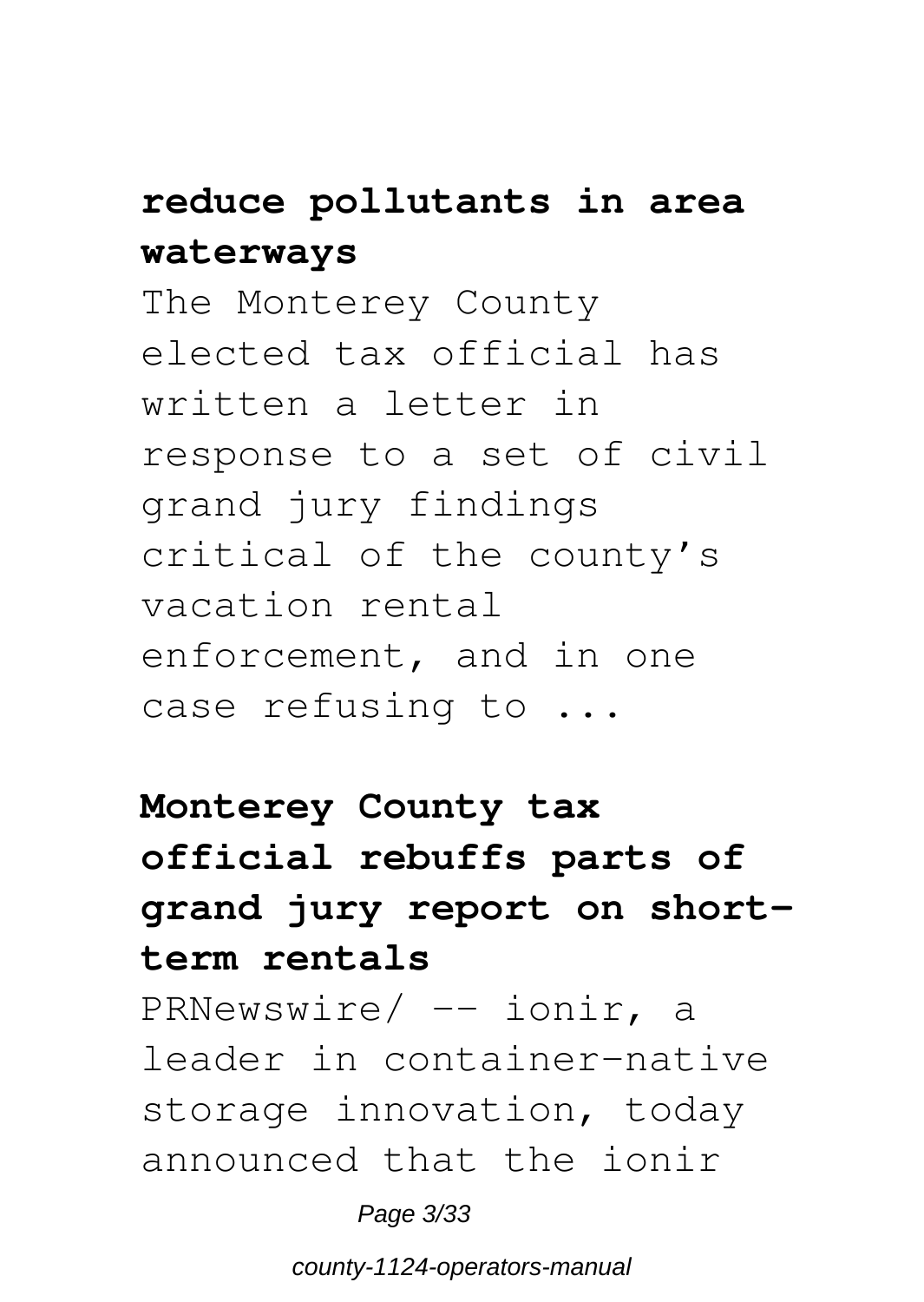**reduce pollutants in area waterways**

The Monterey County elected tax official has written a letter in response to a set of civil grand jury findings critical of the county's vacation rental enforcement, and in one case refusing to ...

**Monterey County tax official rebuffs parts of grand jury report on short-term rentals**

PRNewswire/ -- ionir, a leader in container-native storage innovation, today announced that the ionir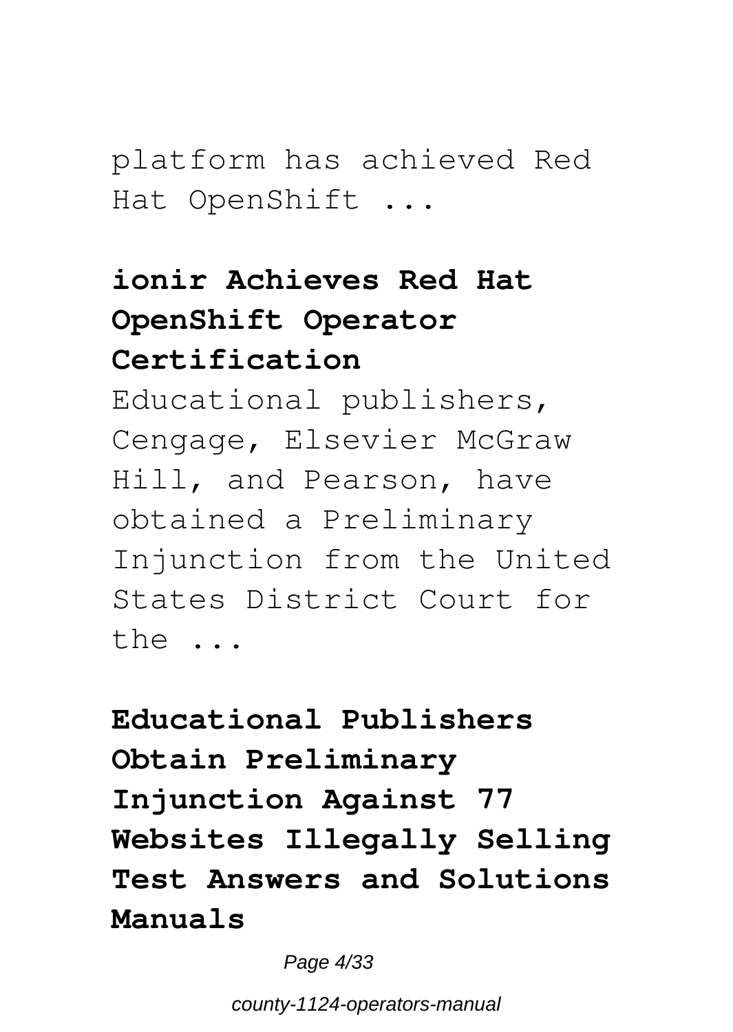platform has achieved Red Hat OpenShift ...

**ionir Achieves Red Hat OpenShift Operator Certification**

Educational publishers, Cengage, Elsevier McGraw Hill, and Pearson, have obtained a Preliminary Injunction from the United States District Court for the ...

**Educational Publishers Obtain Preliminary Injunction Against 77 Websites Illegally Selling Test Answers and Solutions Manuals**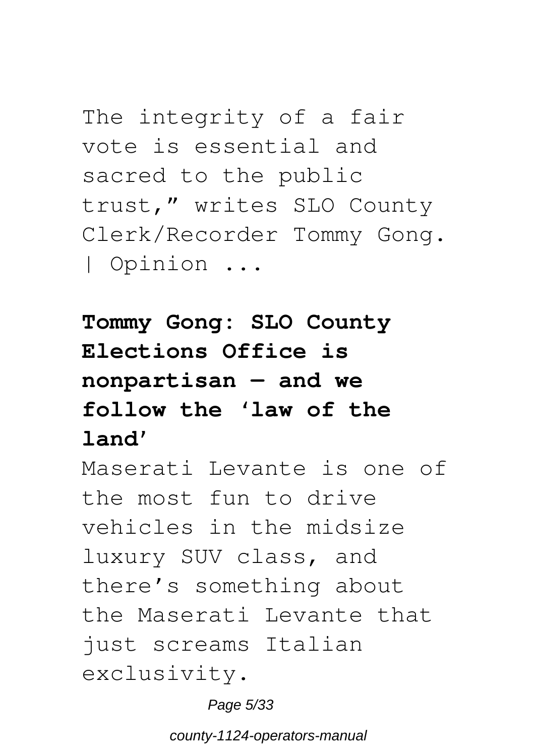The integrity of a fair vote is essential and sacred to the public trust," writes SLO County Clerk/Recorder Tommy Gong. | Opinion ...

**Tommy Gong: SLO County Elections Office is nonpartisan — and we follow the 'law of the land'**

Maserati Levante is one of the most fun to drive vehicles in the midsize luxury SUV class, and there's something about the Maserati Levante that just screams Italian exclusivity.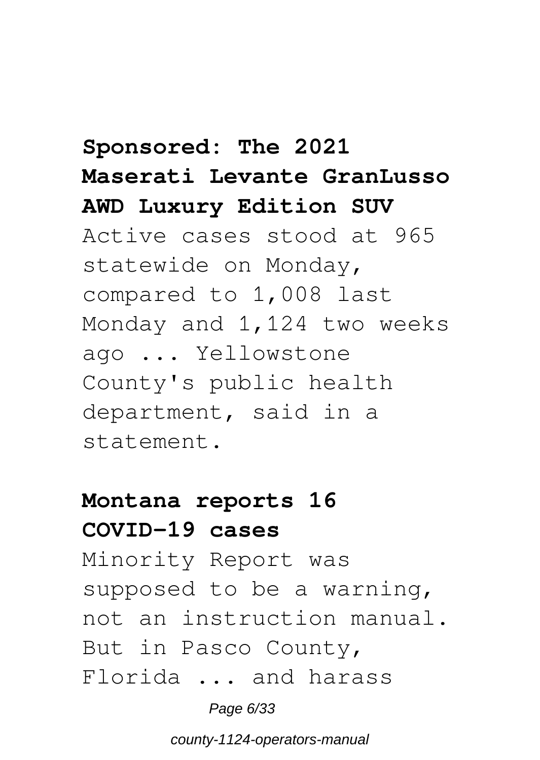### Sponsored: The 2021 Maserati Levante GranLusso AWD Luxury Edition SUV

Active cases stood at 965 statewide on Monday, compared to 1,008 last Monday and 1,124 two weeks ago ... Yellowstone County's public health department, said in a statement.

### Montana reports 16 COVID-19 cases

Minority Report was supposed to be a warning, not an instruction manual. But in Pasco County, Florida ... and harass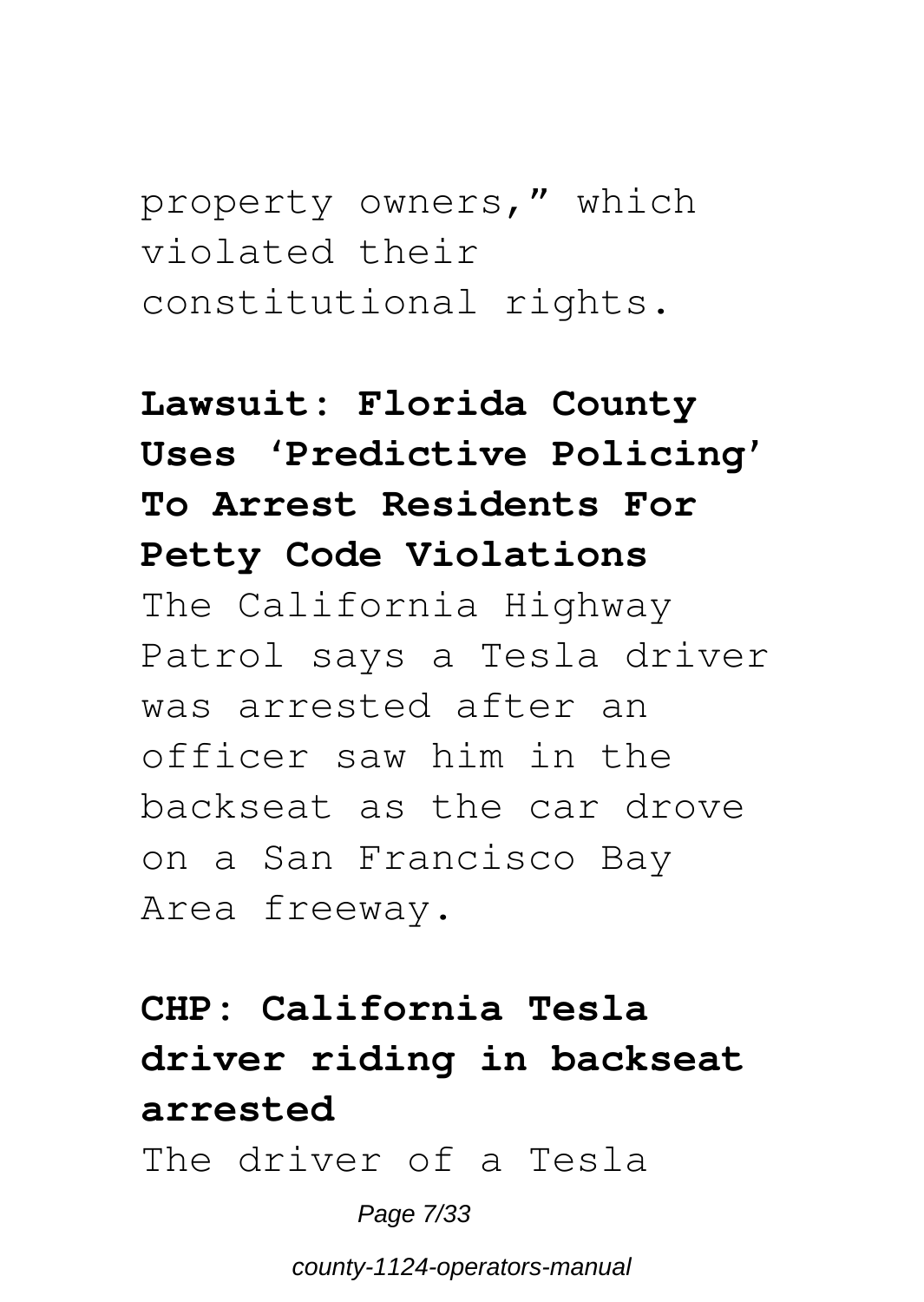property owners," which violated their constitutional rights.

**Lawsuit: Florida County Uses 'Predictive Policing' To Arrest Residents For Petty Code Violations**

The California Highway Patrol says a Tesla driver was arrested after an officer saw him in the backseat as the car drove on a San Francisco Bay Area freeway.

**CHP: California Tesla driver riding in backseat arrested**

The driver of a Tesla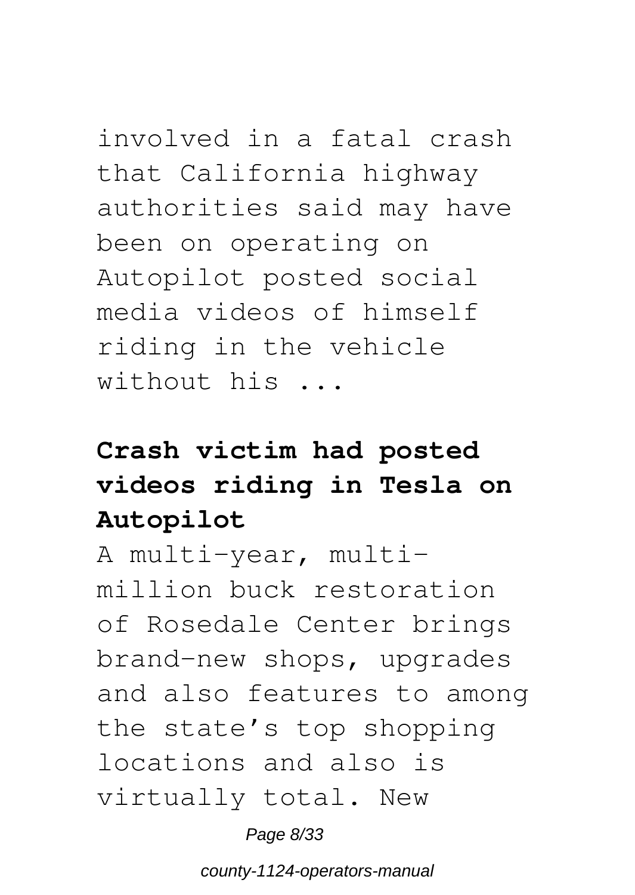involved in a fatal crash that California highway authorities said may have been on operating on Autopilot posted social media videos of himself riding in the vehicle without his ...

## **Crash victim had posted videos riding in Tesla on Autopilot**

A multi-year, multi-million buck restoration of Rosedale Center brings brand-new shops, upgrades and also features to among the state's top shopping locations and also is virtually total. New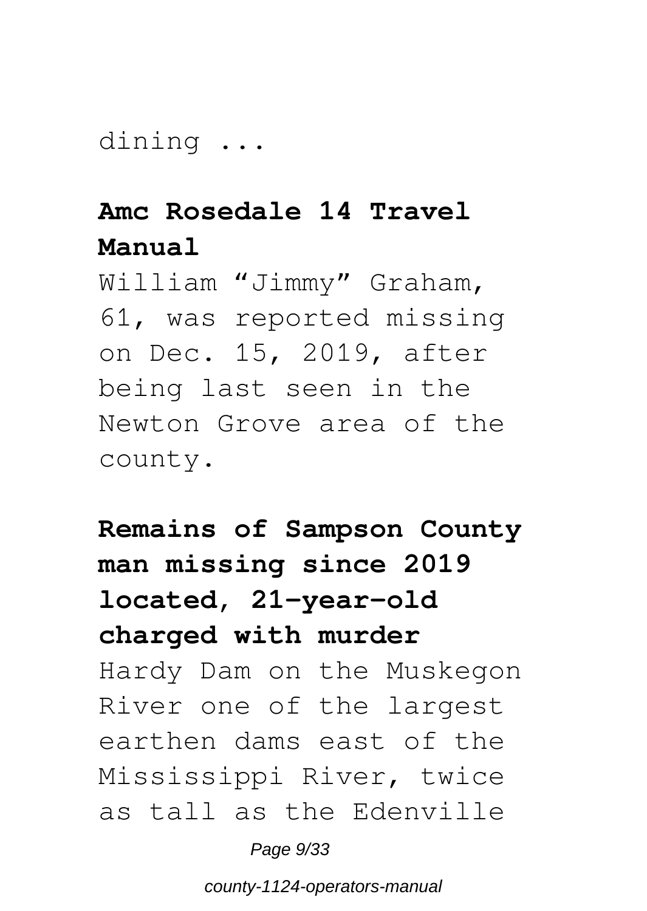dining ...

**Amc Rosedale 14 Travel Manual**

William "Jimmy" Graham, 61, was reported missing on Dec. 15, 2019, after being last seen in the Newton Grove area of the county.

**Remains of Sampson County man missing since 2019 located, 21-year-old charged with murder**

Hardy Dam on the Muskegon River one of the largest earthen dams east of the Mississippi River, twice as tall as the Edenville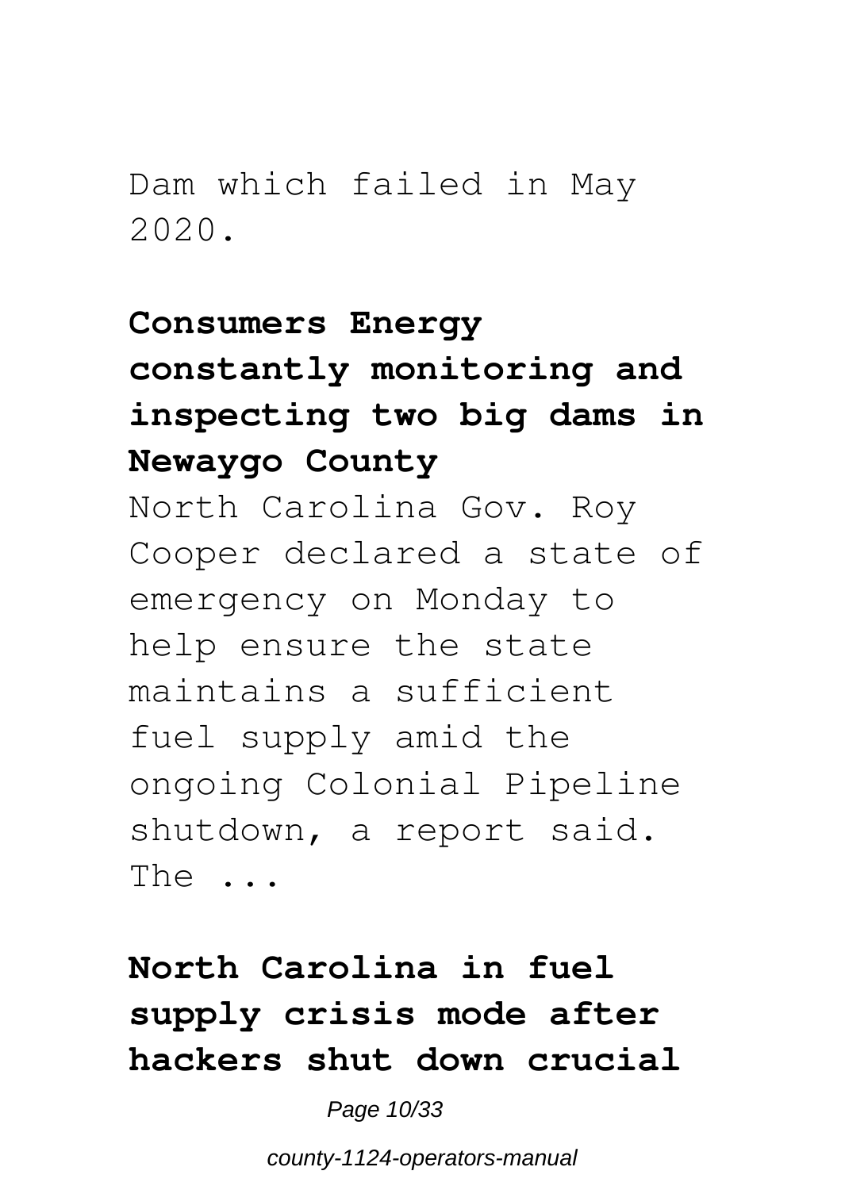Dam which failed in May 2020.

**Consumers Energy constantly monitoring and inspecting two big dams in Newaygo County**

North Carolina Gov. Roy Cooper declared a state of emergency on Monday to help ensure the state maintains a sufficient fuel supply amid the ongoing Colonial Pipeline shutdown, a report said. The ...

**North Carolina in fuel supply crisis mode after hackers shut down crucial**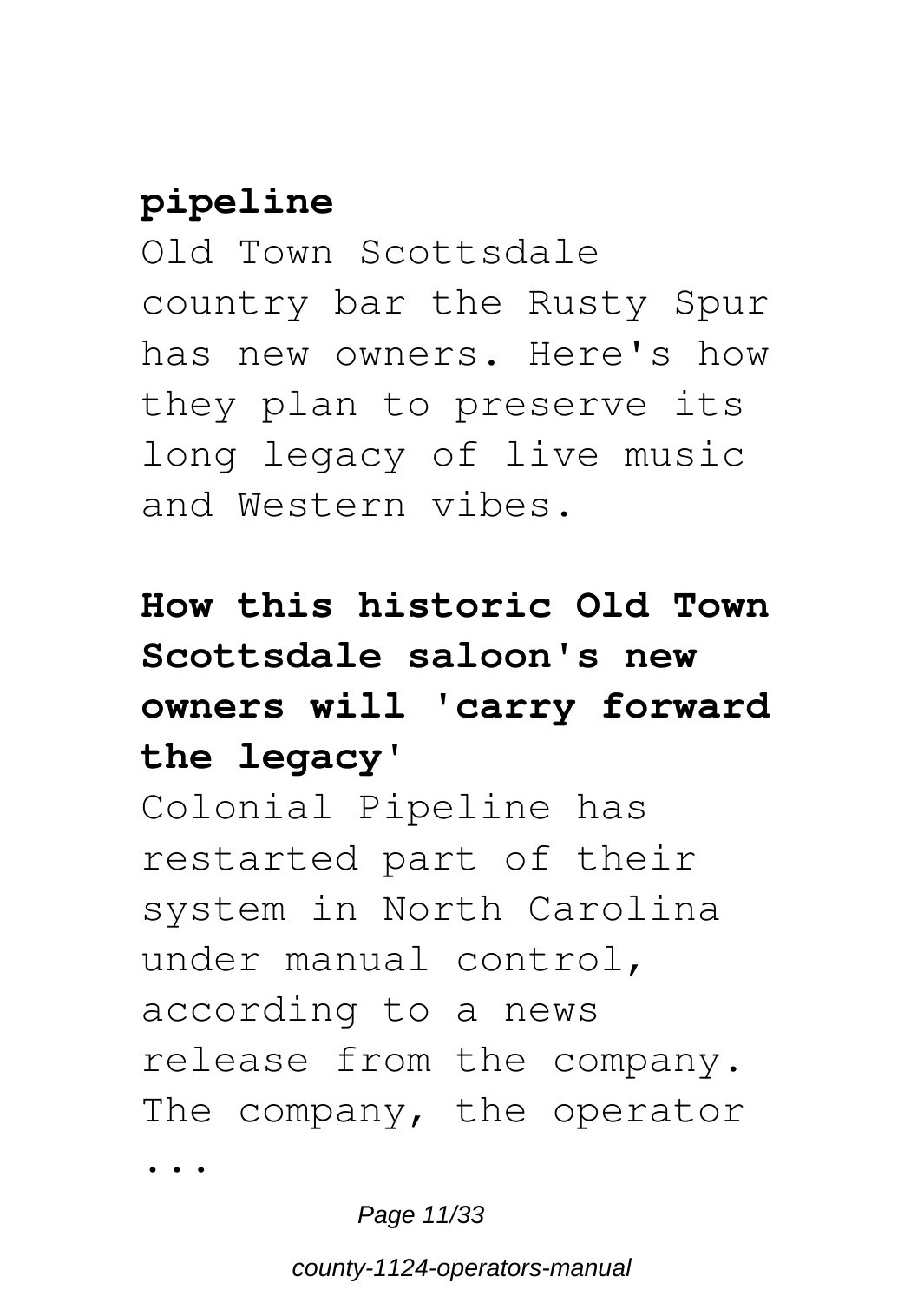**pipeline**

Old Town Scottsdale country bar the Rusty Spur has new owners. Here's how they plan to preserve its long legacy of live music and Western vibes.

**How this historic Old Town Scottsdale saloon's new owners will 'carry forward the legacy'**

Colonial Pipeline has restarted part of their system in North Carolina under manual control, according to a news release from the company. The company, the operator ...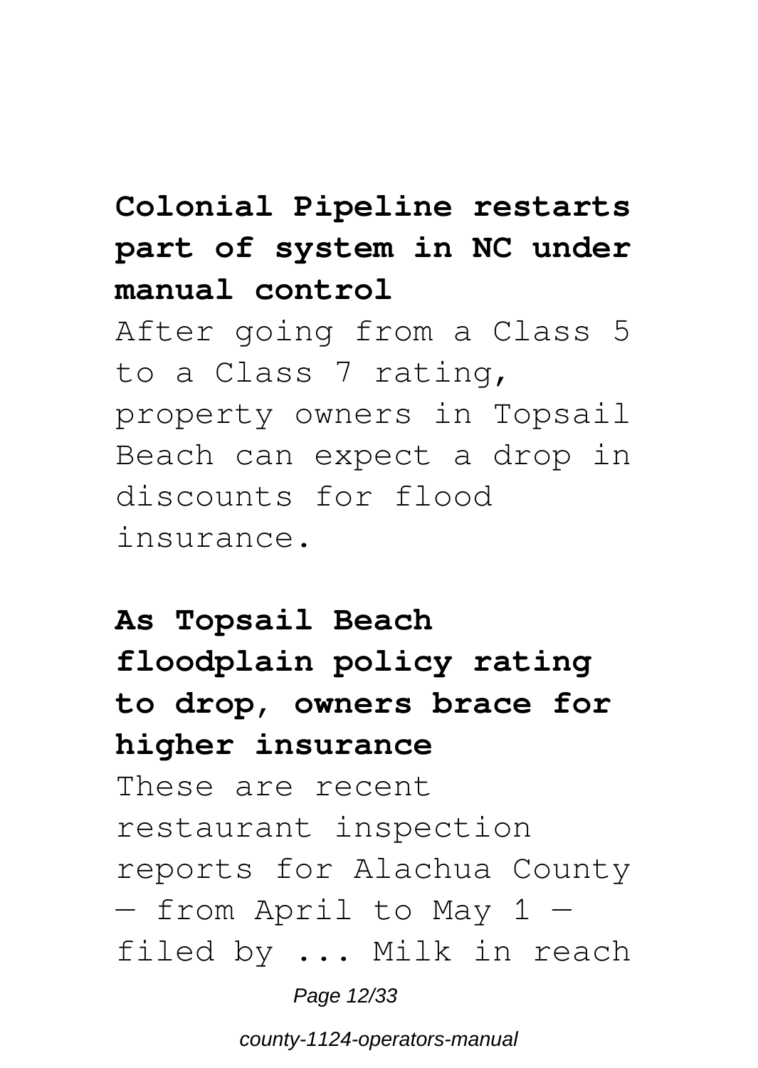**Colonial Pipeline restarts part of system in NC under manual control**

After going from a Class 5 to a Class 7 rating, property owners in Topsail Beach can expect a drop in discounts for flood insurance.

**As Topsail Beach floodplain policy rating to drop, owners brace for higher insurance**

These are recent restaurant inspection reports for Alachua County — from April to May 1 — filed by ... Milk in reach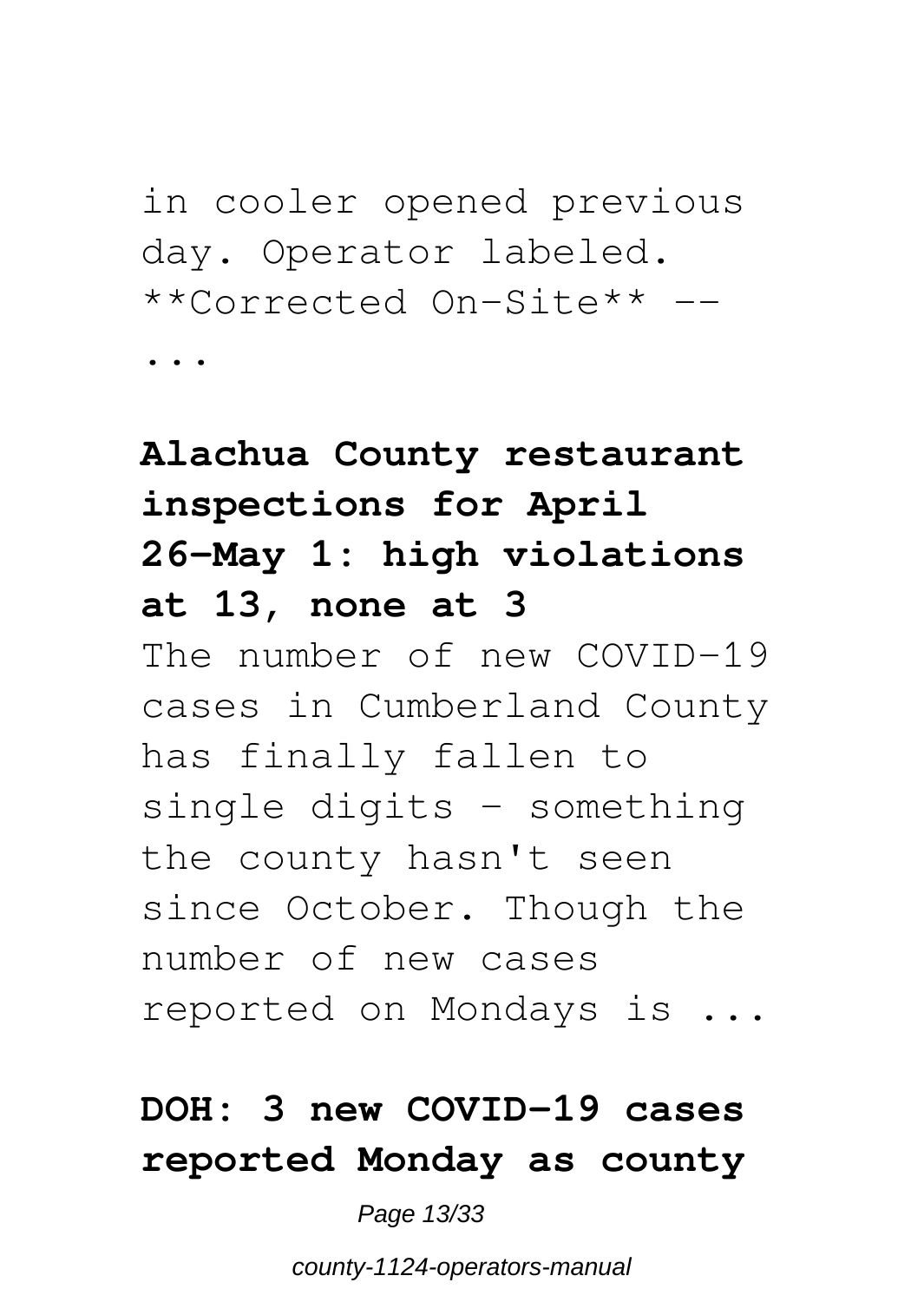in cooler opened previous day. Operator labeled. **Corrected On-Site** -- ...

### Alachua County restaurant inspections for April 26-May 1: high violations at 13, none at 3

The number of new COVID-19 cases in Cumberland County has finally fallen to single digits - something the county hasn't seen since October. Though the number of new cases reported on Mondays is ...

### DOH: 3 new COVID-19 cases reported Monday as county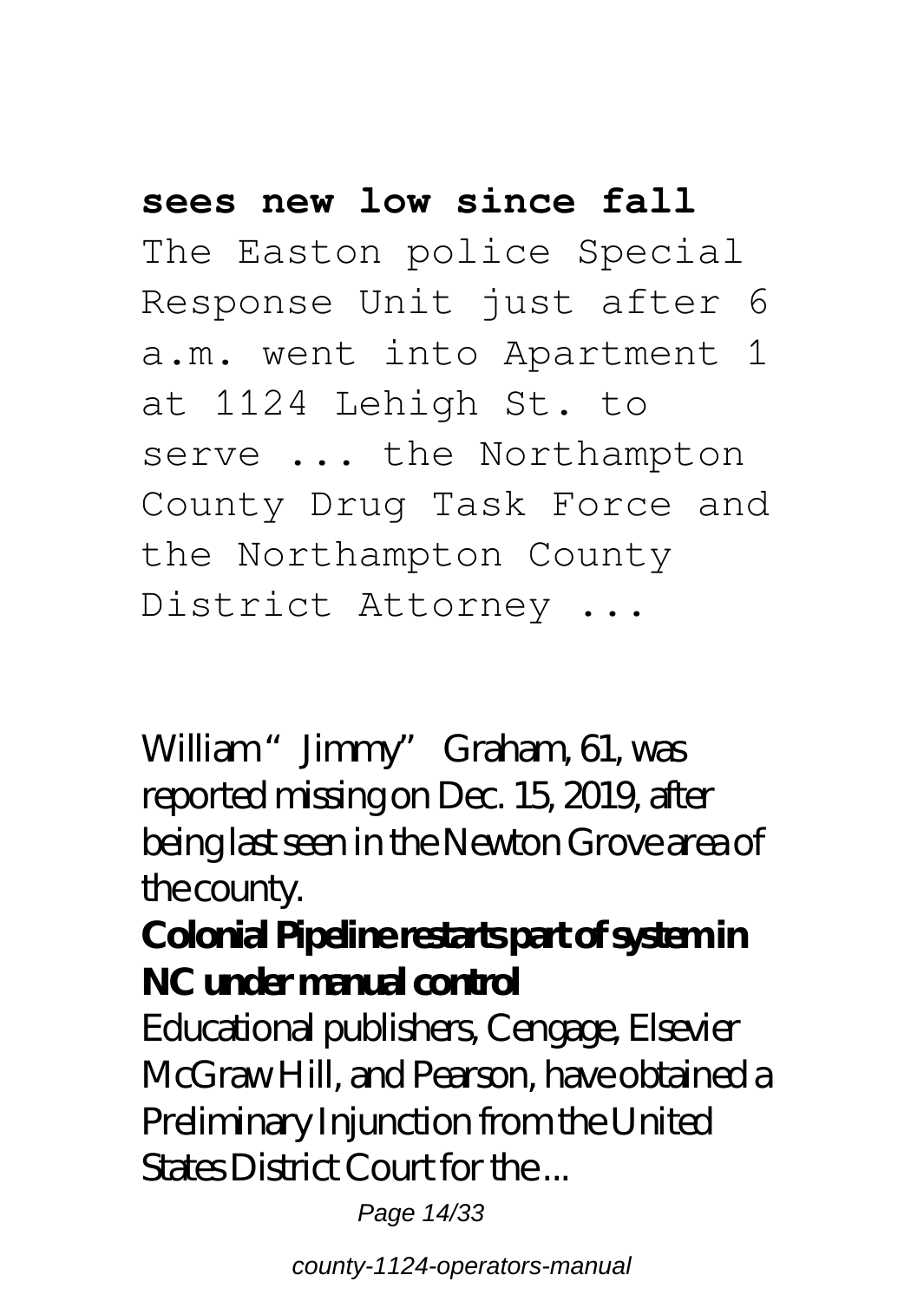**sees new low since fall**

The Easton police Special Response Unit just after 6 a.m. went into Apartment 1 at 1124 Lehigh St. to serve ... the Northampton County Drug Task Force and the Northampton County District Attorney ...

William "Jimmy" Graham, 61, was reported missing on Dec. 15, 2019, after being last seen in the Newton Grove area of the county.

**Colonial Pipeline restarts part of system in NC under manual control**

Educational publishers, Cengage, Elsevier McGraw Hill, and Pearson, have obtained a Preliminary Injunction from the United States District Court for the ...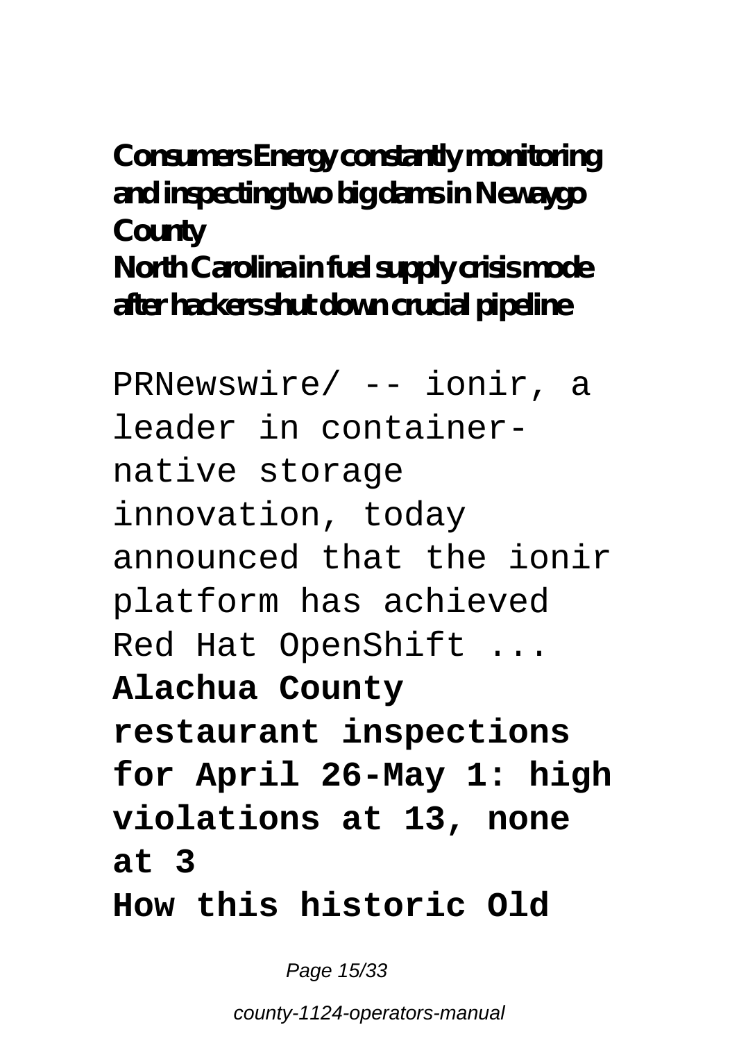**Consumers Energy constantly monitoring and inspecting two big dams in Newaygo County**
**North Carolina in fuel supply crisis mode after hackers shut down crucial pipeline**

PRNewswire/ -- ionir, a leader in container-native storage innovation, today announced that the ionir platform has achieved Red Hat OpenShift ...

**Alachua County restaurant inspections for April 26-May 1: high violations at 13, none at 3**

**How this historic Old**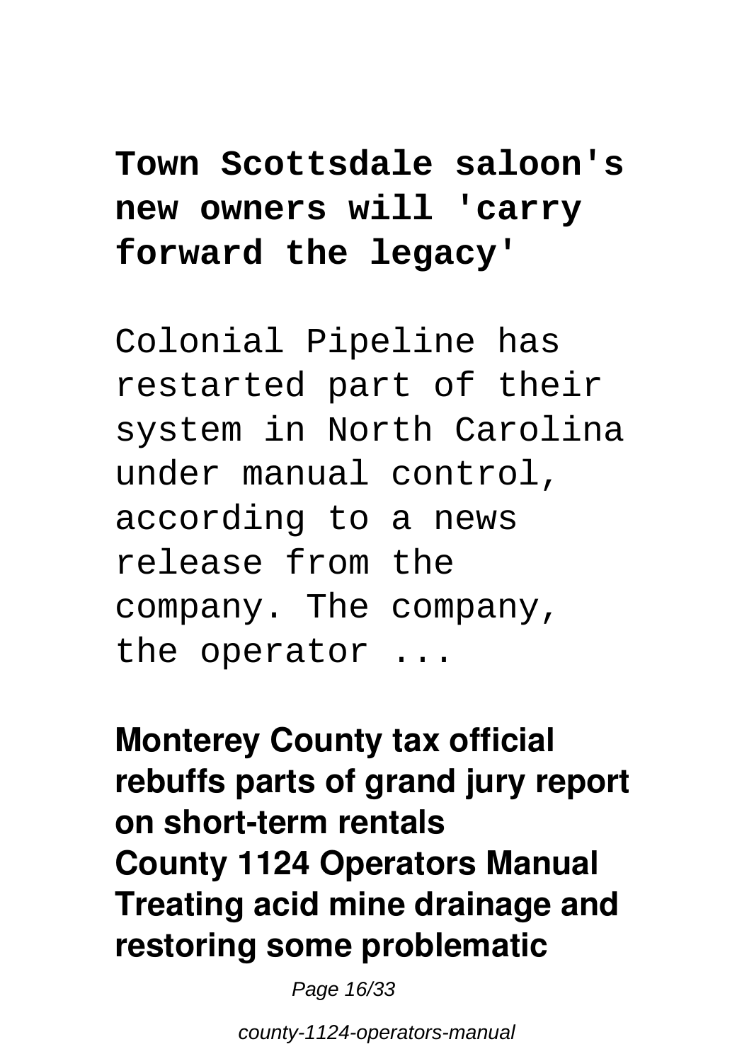**Town Scottsdale saloon's new owners will 'carry forward the legacy'**

Colonial Pipeline has restarted part of their system in North Carolina under manual control, according to a news release from the company. The company, the operator ...

**Monterey County tax official rebuffs parts of grand jury report on short-term rentals**

**County 1124 Operators Manual**

**Treating acid mine drainage and restoring some problematic**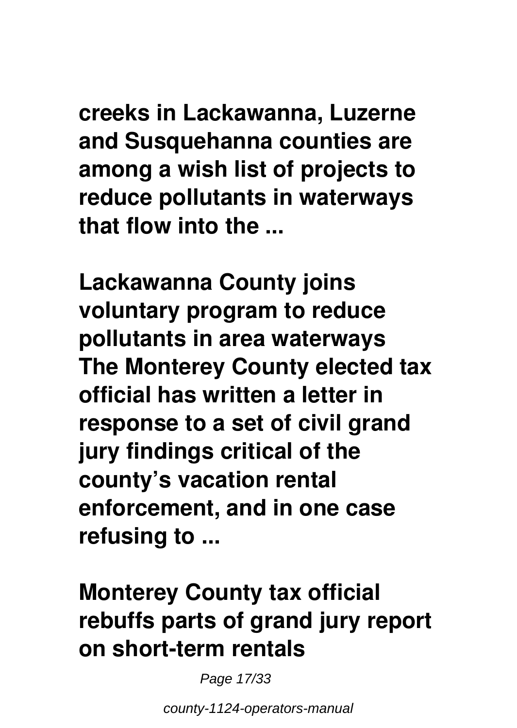**creeks in Lackawanna, Luzerne and Susquehanna counties are among a wish list of projects to reduce pollutants in waterways that flow into the ...**

**Lackawanna County joins voluntary program to reduce pollutants in area waterways**
**The Monterey County elected tax official has written a letter in response to a set of civil grand jury findings critical of the county's vacation rental enforcement, and in one case refusing to ...**

**Monterey County tax official rebuffs parts of grand jury report on short-term rentals**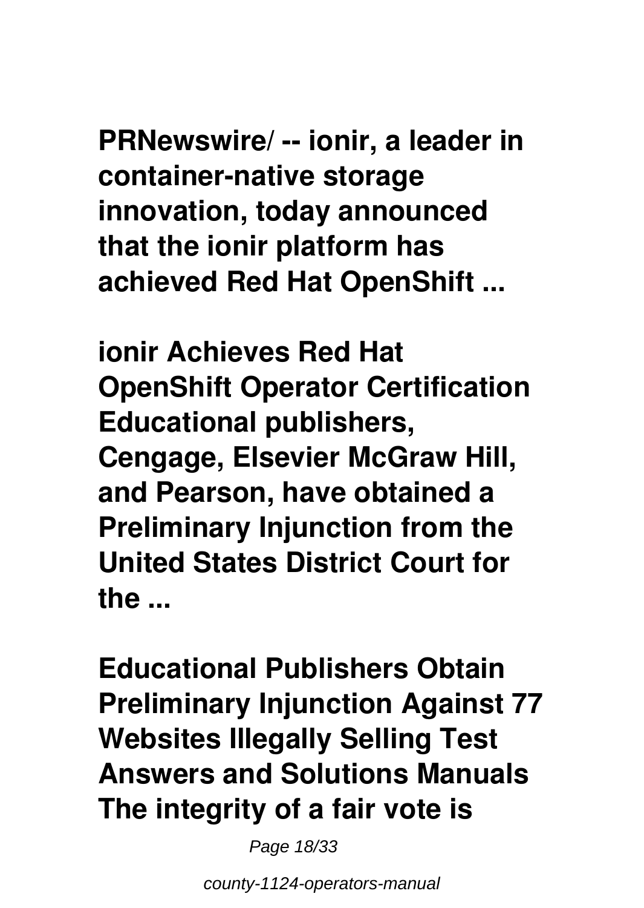**PRNewswire/ -- ionir, a leader in container-native storage innovation, today announced that the ionir platform has achieved Red Hat OpenShift ...**

**ionir Achieves Red Hat OpenShift Operator Certification**
**Educational publishers, Cengage, Elsevier McGraw Hill, and Pearson, have obtained a Preliminary Injunction from the United States District Court for the ...**

**Educational Publishers Obtain Preliminary Injunction Against 77 Websites Illegally Selling Test Answers and Solutions Manuals**
**The integrity of a fair vote is**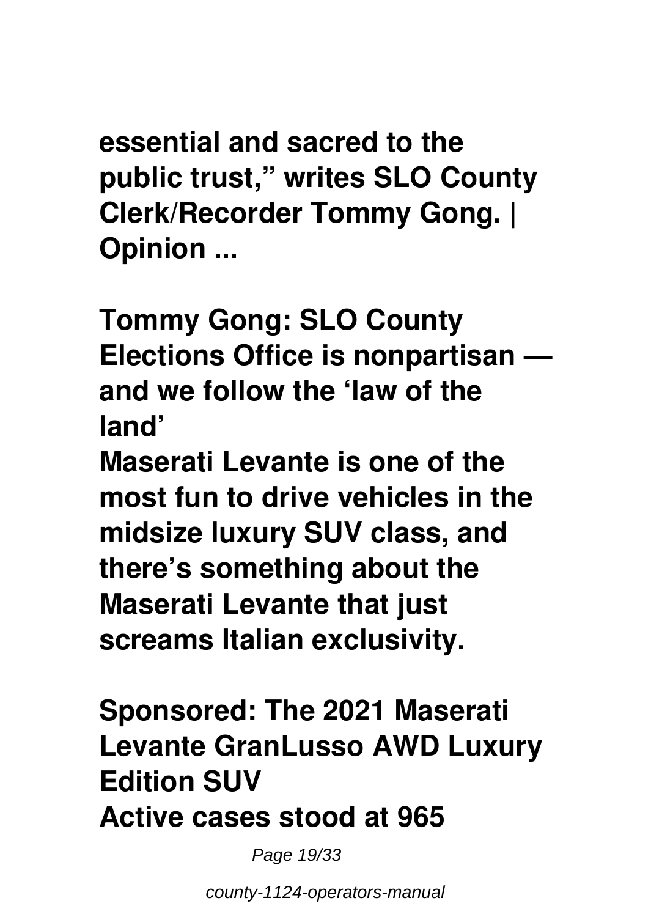**essential and sacred to the public trust," writes SLO County Clerk/Recorder Tommy Gong. | Opinion ...**

**Tommy Gong: SLO County Elections Office is nonpartisan — and we follow the 'law of the land'**

**Maserati Levante is one of the most fun to drive vehicles in the midsize luxury SUV class, and there's something about the Maserati Levante that just screams Italian exclusivity.**

**Sponsored: The 2021 Maserati Levante GranLusso AWD Luxury Edition SUV**

**Active cases stood at 965**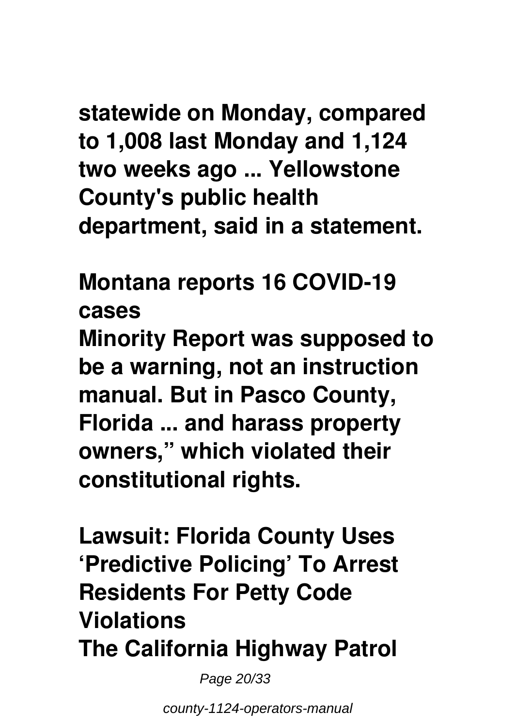**statewide on Monday, compared to 1,008 last Monday and 1,124 two weeks ago ... Yellowstone County's public health department, said in a statement.**

## Montana reports 16 COVID-19 cases

**Minority Report was supposed to be a warning, not an instruction manual. But in Pasco County, Florida ... and harass property owners," which violated their constitutional rights.**

## Lawsuit: Florida County Uses 'Predictive Policing' To Arrest Residents For Petty Code Violations

**The California Highway Patrol**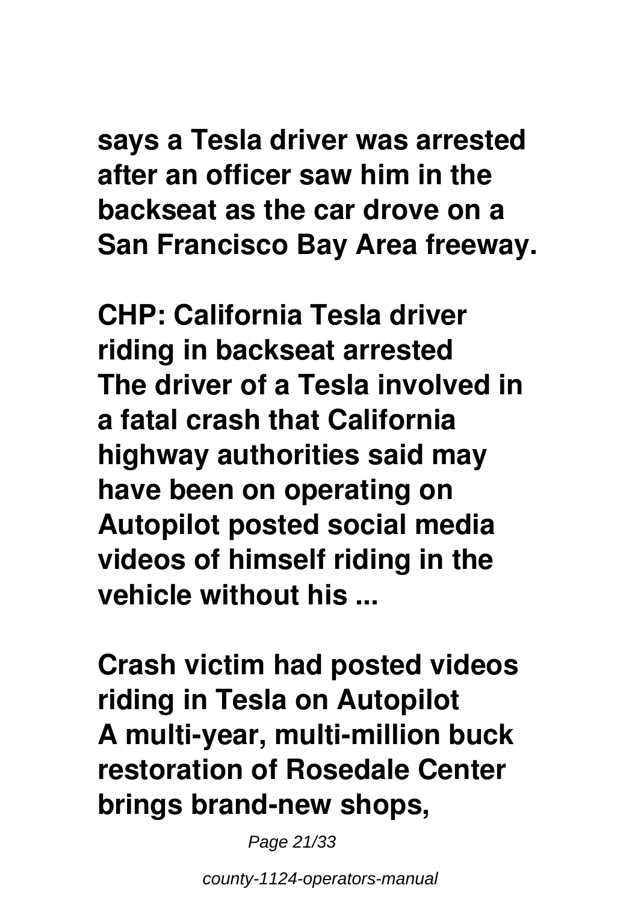**says a Tesla driver was arrested after an officer saw him in the backseat as the car drove on a San Francisco Bay Area freeway.**

**CHP: California Tesla driver riding in backseat arrested**
**The driver of a Tesla involved in a fatal crash that California highway authorities said may have been on operating on Autopilot posted social media videos of himself riding in the vehicle without his ...**

**Crash victim had posted videos riding in Tesla on Autopilot**
**A multi-year, multi-million buck restoration of Rosedale Center brings brand-new shops,**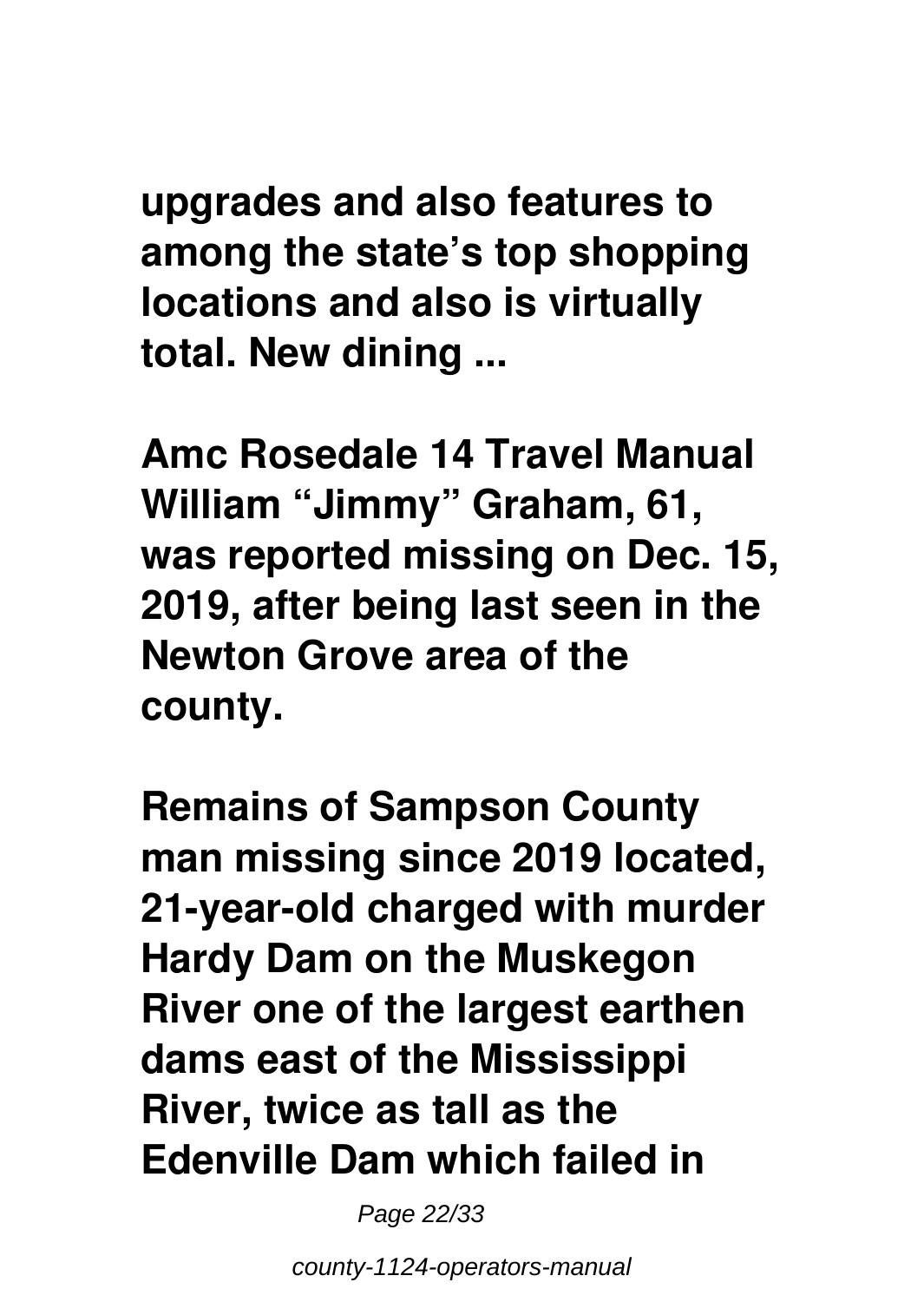**upgrades and also features to among the state's top shopping locations and also is virtually total. New dining ...**

**Amc Rosedale 14 Travel Manual William "Jimmy" Graham, 61, was reported missing on Dec. 15, 2019, after being last seen in the Newton Grove area of the county.**

**Remains of Sampson County man missing since 2019 located, 21-year-old charged with murder Hardy Dam on the Muskegon River one of the largest earthen dams east of the Mississippi River, twice as tall as the Edenville Dam which failed in**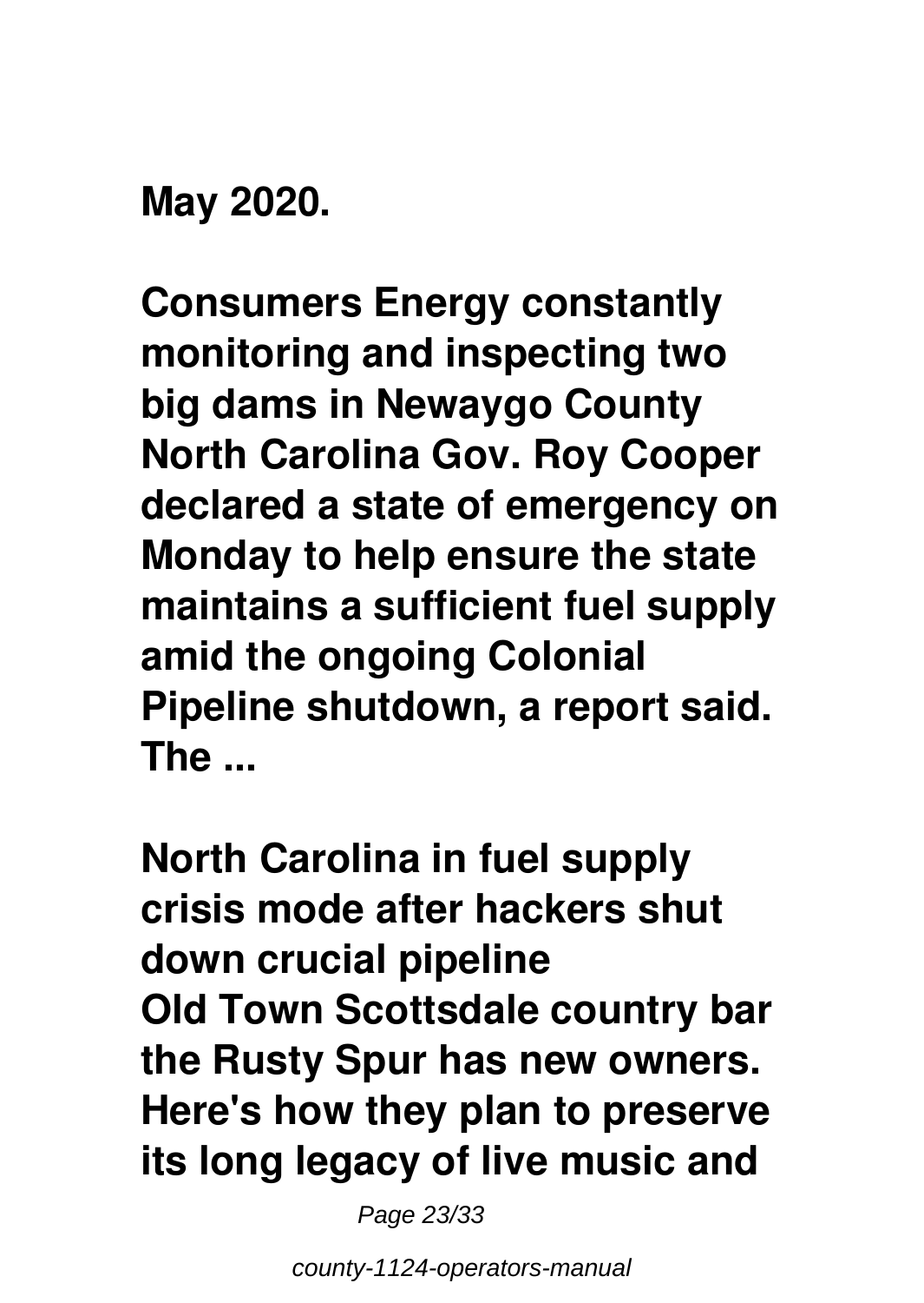**May 2020.**

**Consumers Energy constantly monitoring and inspecting two big dams in Newaygo County North Carolina Gov. Roy Cooper declared a state of emergency on Monday to help ensure the state maintains a sufficient fuel supply amid the ongoing Colonial Pipeline shutdown, a report said. The ...**

**North Carolina in fuel supply crisis mode after hackers shut down crucial pipeline**
**Old Town Scottsdale country bar the Rusty Spur has new owners. Here's how they plan to preserve its long legacy of live music and**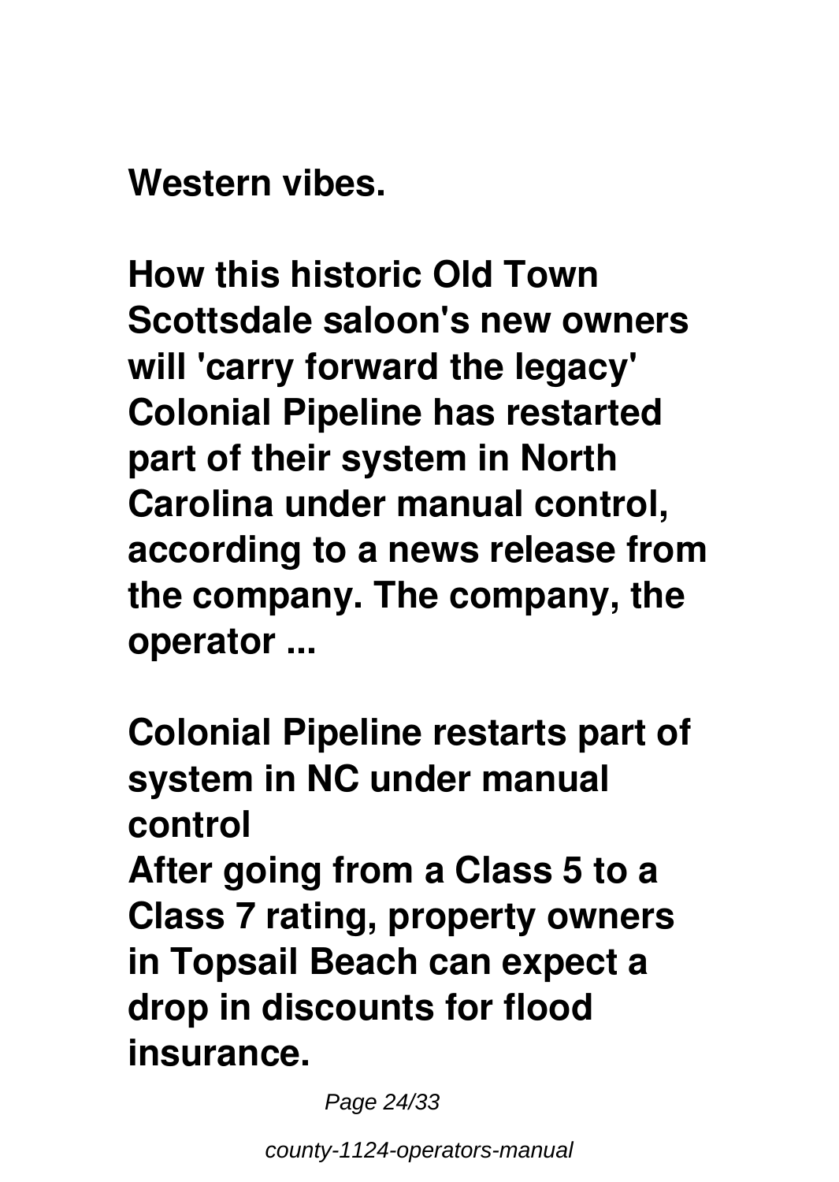**Western vibes.**

**How this historic Old Town Scottsdale saloon's new owners will 'carry forward the legacy' Colonial Pipeline has restarted part of their system in North Carolina under manual control, according to a news release from the company. The company, the operator ...**

**Colonial Pipeline restarts part of system in NC under manual control**

**After going from a Class 5 to a Class 7 rating, property owners in Topsail Beach can expect a drop in discounts for flood insurance.**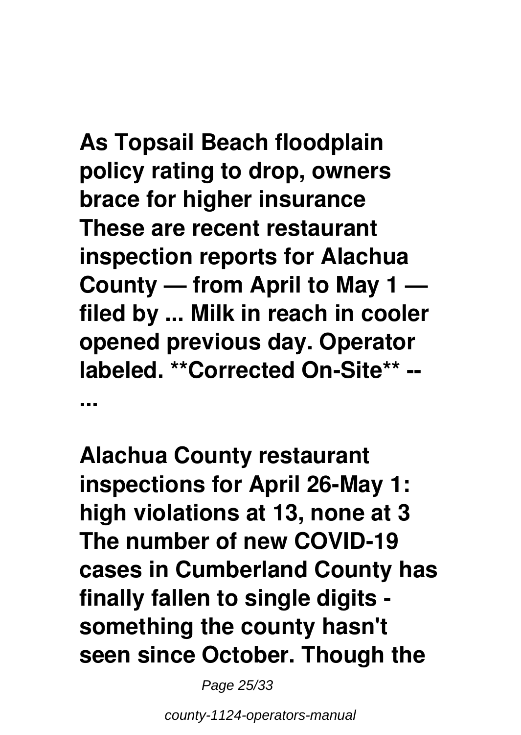**As Topsail Beach floodplain policy rating to drop, owners brace for higher insurance**

**These are recent restaurant inspection reports for Alachua County — from April to May 1 — filed by ... Milk in reach in cooler opened previous day. Operator labeled. **Corrected On-Site** -- ...**

**Alachua County restaurant inspections for April 26-May 1: high violations at 13, none at 3**

**The number of new COVID-19 cases in Cumberland County has finally fallen to single digits - something the county hasn't seen since October. Though the**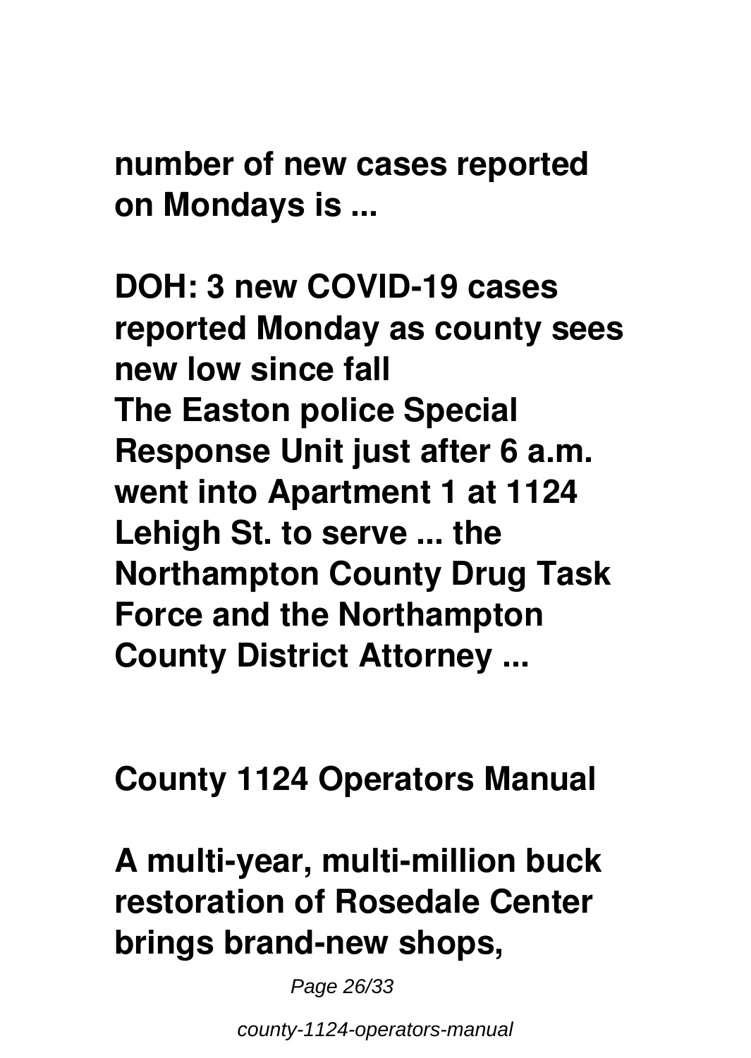**number of new cases reported on Mondays is ...**

**DOH: 3 new COVID-19 cases reported Monday as county sees new low since fall**
**The Easton police Special Response Unit just after 6 a.m. went into Apartment 1 at 1124 Lehigh St. to serve ... the Northampton County Drug Task Force and the Northampton County District Attorney ...**

**County 1124 Operators Manual**

**A multi-year, multi-million buck restoration of Rosedale Center brings brand-new shops,**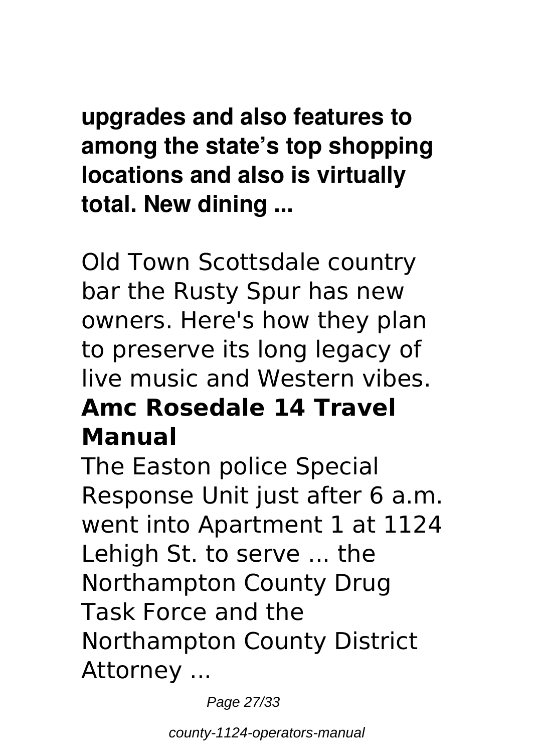**upgrades and also features to among the state's top shopping locations and also is virtually total. New dining ...**

Old Town Scottsdale country bar the Rusty Spur has new owners. Here's how they plan to preserve its long legacy of live music and Western vibes.

## Amc Rosedale 14 Travel Manual

The Easton police Special Response Unit just after 6 a.m. went into Apartment 1 at 1124 Lehigh St. to serve ... the Northampton County Drug Task Force and the Northampton County District Attorney ...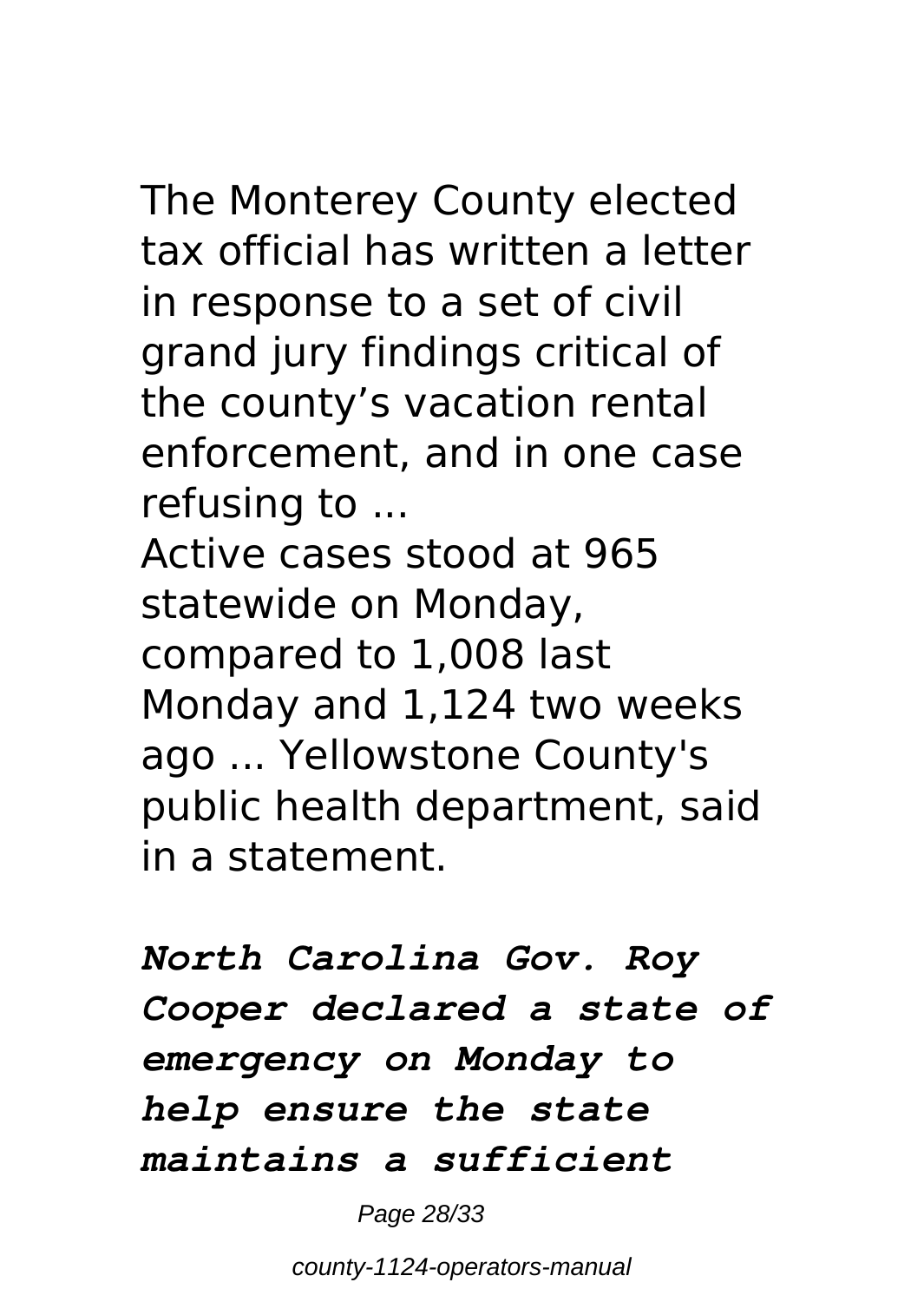The Monterey County elected tax official has written a letter in response to a set of civil grand jury findings critical of the county’s vacation rental enforcement, and in one case refusing to ...

Active cases stood at 965 statewide on Monday, compared to 1,008 last Monday and 1,124 two weeks ago ... Yellowstone County's public health department, said in a statement.

***North Carolina Gov. Roy Cooper declared a state of emergency on Monday to help ensure the state maintains a sufficient***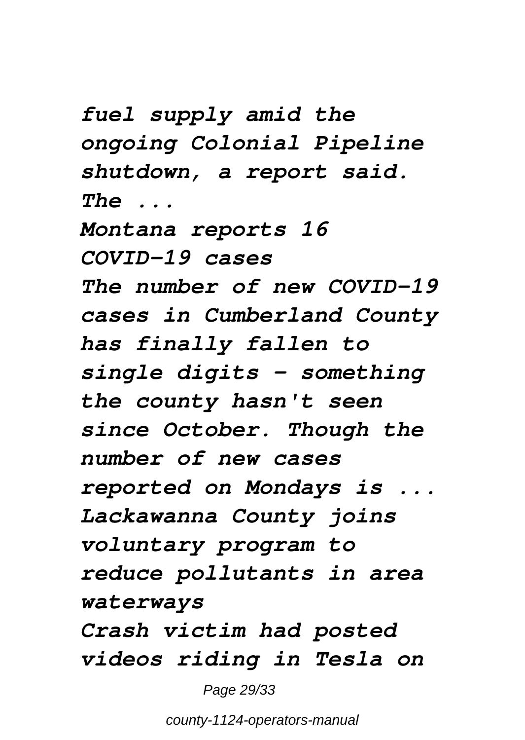*fuel supply amid the ongoing Colonial Pipeline shutdown, a report said. The ...*

*Montana reports 16 COVID-19 cases*

*The number of new COVID-19 cases in Cumberland County has finally fallen to single digits - something the county hasn't seen since October. Though the number of new cases reported on Mondays is ...*

*Lackawanna County joins voluntary program to reduce pollutants in area waterways*

*Crash victim had posted videos riding in Tesla on*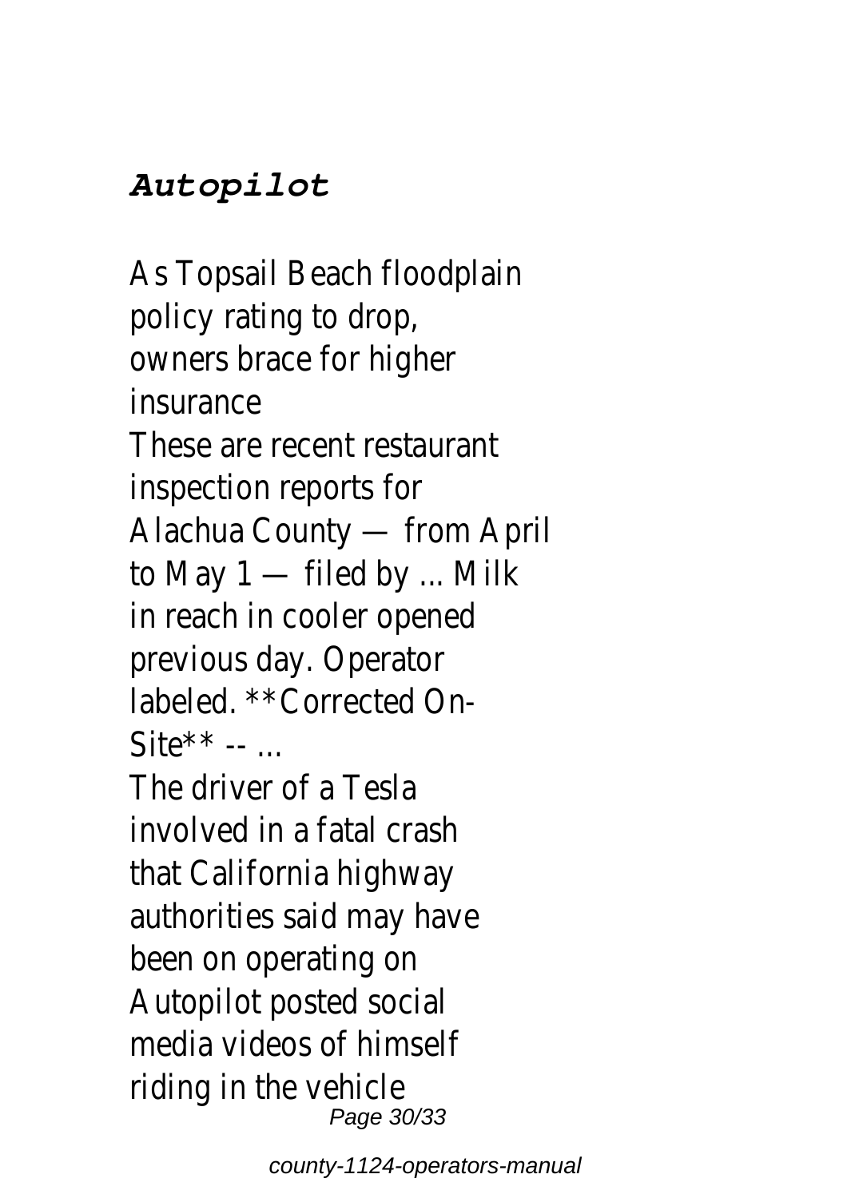### *Autopilot*

As Topsail Beach floodplain policy rating to drop, owners brace for higher insurance

These are recent restaurant inspection reports for Alachua County — from April to May 1 — filed by ... Milk in reach in cooler opened previous day. Operator labeled. **Corrected On-Site** -- ...

The driver of a Tesla involved in a fatal crash that California highway authorities said may have been on operating on Autopilot posted social media videos of himself riding in the vehicle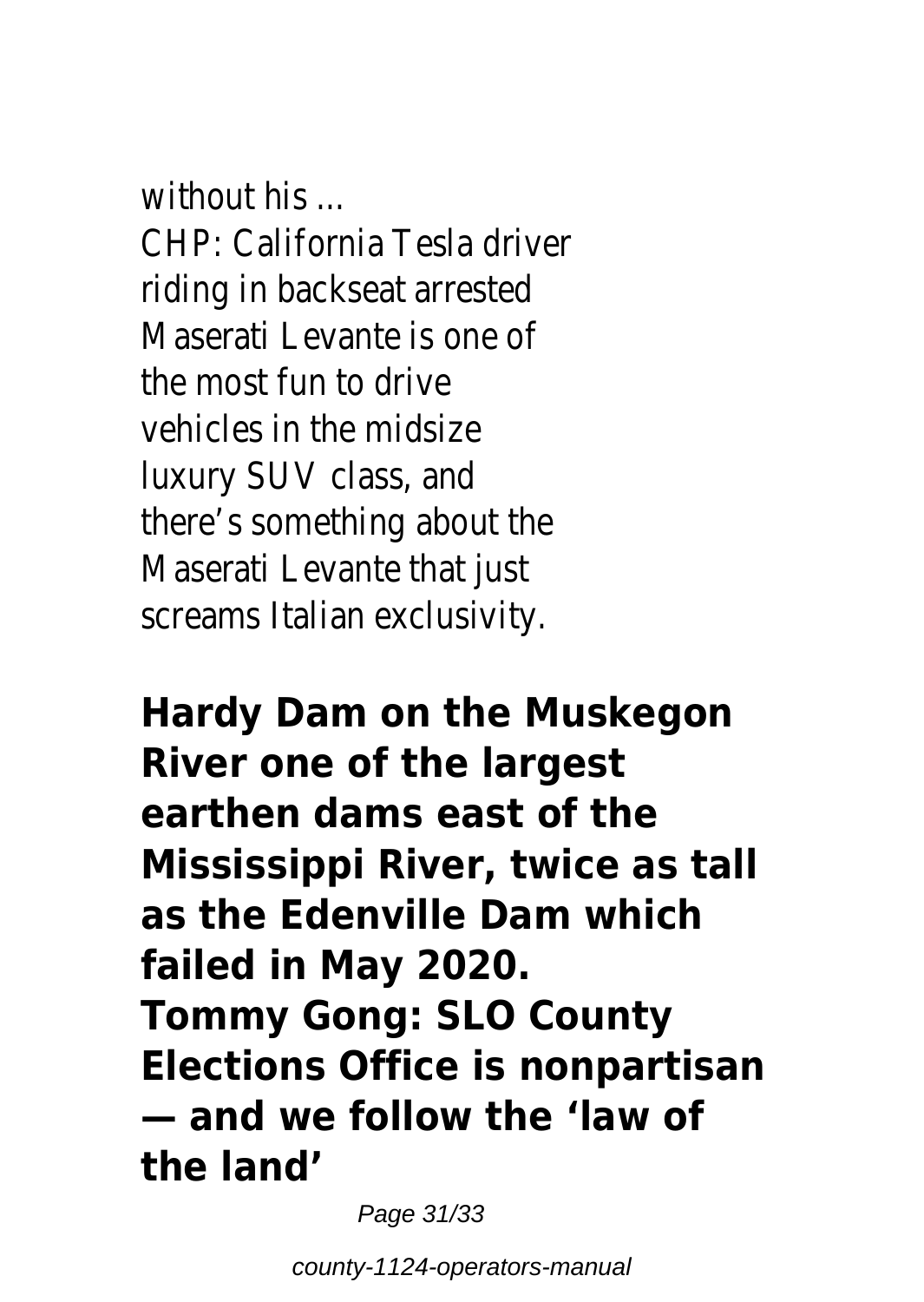without his ...

CHP: California Tesla driver riding in backseat arrested

Maserati Levante is one of the most fun to drive vehicles in the midsize luxury SUV class, and there's something about the Maserati Levante that just screams Italian exclusivity.

**Hardy Dam on the Muskegon River one of the largest earthen dams east of the Mississippi River, twice as tall as the Edenville Dam which failed in May 2020.**

**Tommy Gong: SLO County Elections Office is nonpartisan — and we follow the 'law of the land'**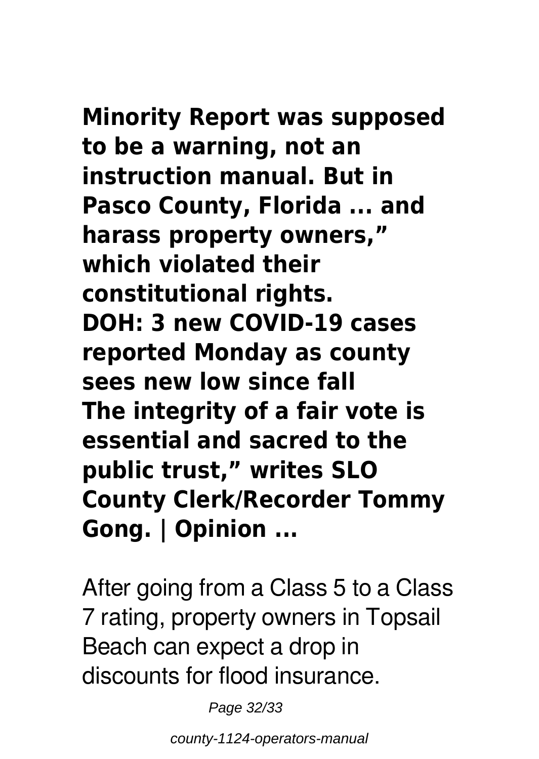**Minority Report was supposed to be a warning, not an instruction manual. But in Pasco County, Florida ... and harass property owners," which violated their constitutional rights.**
**DOH: 3 new COVID-19 cases reported Monday as county sees new low since fall**
**The integrity of a fair vote is essential and sacred to the public trust," writes SLO County Clerk/Recorder Tommy Gong. | Opinion ...**

After going from a Class 5 to a Class 7 rating, property owners in Topsail Beach can expect a drop in discounts for flood insurance.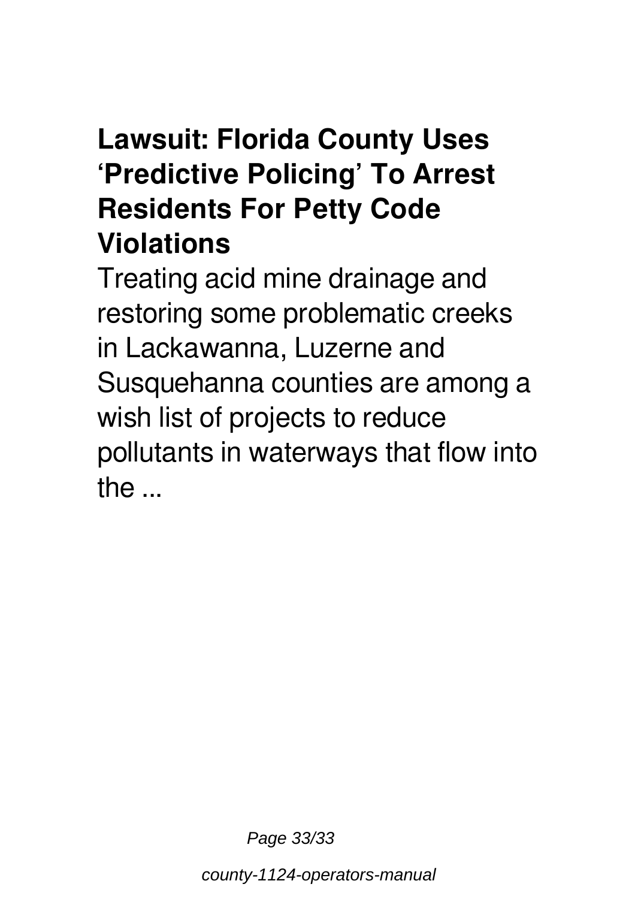## Lawsuit: Florida County Uses 'Predictive Policing' To Arrest Residents For Petty Code Violations

Treating acid mine drainage and restoring some problematic creeks in Lackawanna, Luzerne and Susquehanna counties are among a wish list of projects to reduce pollutants in waterways that flow into the ...